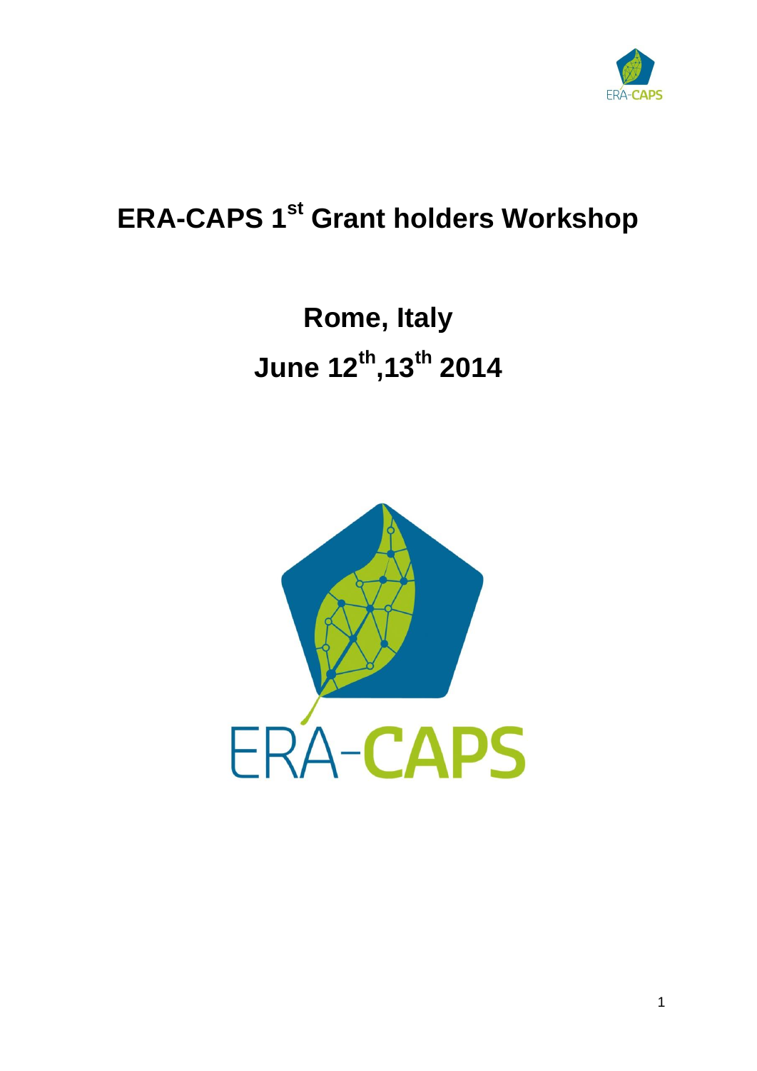# ERA-CAPS 1st Grant holders Workshop

## Rome, Italy

## June 12th,13th 2014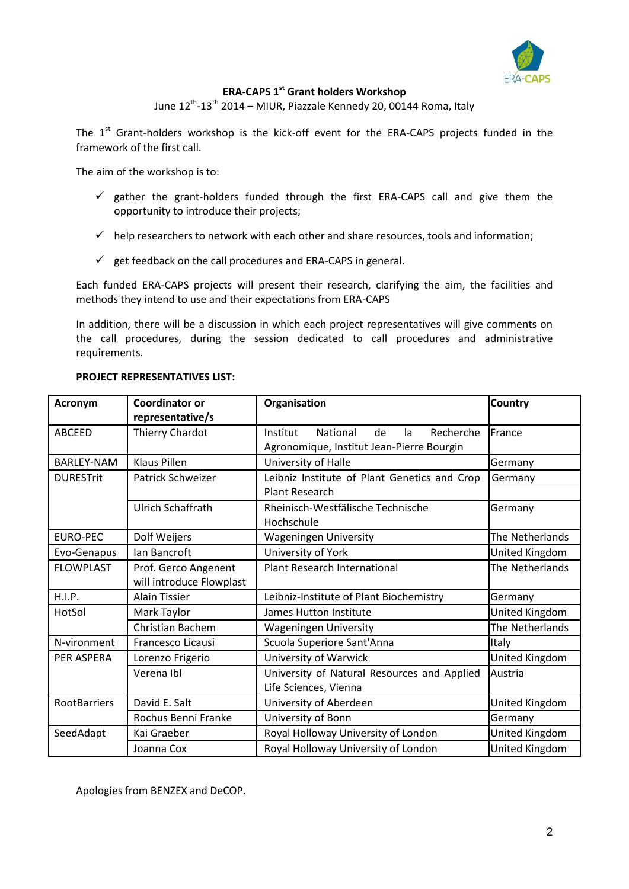**ERA-CAPS 1st Grant holders Workshop**

June 12th-13th 2014 – MIUR, Piazzale Kennedy 20, 00144 Roma, Italy

The 1st Grant-holders workshop is the kick-off event for the ERA-CAPS projects funded in the framework of the first call.

The aim of the workshop is to:

- ✓ gather the grant-holders funded through the first ERA-CAPS call and give them the opportunity to introduce their projects;
- ✓ help researchers to network with each other and share resources, tools and information;
- ✓ get feedback on the call procedures and ERA-CAPS in general.

Each funded ERA-CAPS projects will present their research, clarifying the aim, the facilities and methods they intend to use and their expectations from ERA-CAPS

In addition, there will be a discussion in which each project representatives will give comments on the call procedures, during the session dedicated to call procedures and administrative requirements.

**PROJECT REPRESENTATIVES LIST:**

| Acronym | Coordinator or representative/s | Organisation | Country |
|---|---|---|---|
| ABCEED | Thierry Chardot | Institut National de la Recherche Agronomique, Institut Jean-Pierre Bourgin | France |
| BARLEY-NAM | Klaus Pillen | University of Halle | Germany |
| DURESTrit | Patrick Schweizer | Leibniz Institute of Plant Genetics and Crop Plant Research | Germany |
| | Ulrich Schaffrath | Rheinisch-Westfälische Technische Hochschule | Germany |
| EURO-PEC | Dolf Weijers | Wageningen University | The Netherlands |
| Evo-Genapus | Ian Bancroft | University of York | United Kingdom |
| FLOWPLAST | Prof. Gerco Angenent will introduce Flowplast | Plant Research International | The Netherlands |
| H.I.P. | Alain Tissier | Leibniz-Institute of Plant Biochemistry | Germany |
| HotSol | Mark Taylor | James Hutton Institute | United Kingdom |
| | Christian Bachem | Wageningen University | The Netherlands |
| N-vironment | Francesco Licausi | Scuola Superiore Sant'Anna | Italy |
| PER ASPERA | Lorenzo Frigerio | University of Warwick | United Kingdom |
| | Verena Ibl | University of Natural Resources and Applied Life Sciences, Vienna | Austria |
| RootBarriers | David E. Salt | University of Aberdeen | United Kingdom |
| | Rochus Benni Franke | University of Bonn | Germany |
| SeedAdapt | Kai Graeber | Royal Holloway University of London | United Kingdom |
| | Joanna Cox | Royal Holloway University of London | United Kingdom |

Apologies from BENZEX and DeCOP.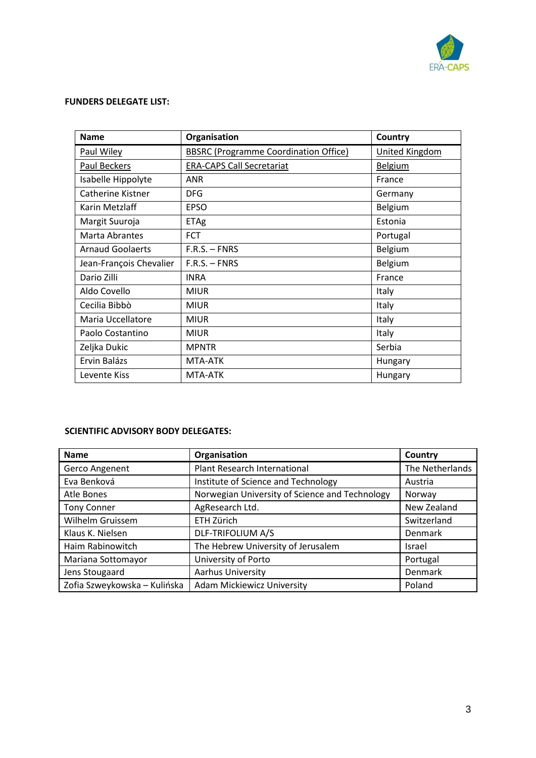**FUNDERS DELEGATE LIST:**

| Name | Organisation | Country |
|---|---|---|
| Paul Wiley | BBSRC (Programme Coordination Office) | United Kingdom |
| Paul Beckers | ERA-CAPS Call Secretariat | Belgium |
| Isabelle Hippolyte | ANR | France |
| Catherine Kistner | DFG | Germany |
| Karin Metzlaff | EPSO | Belgium |
| Margit Suuroja | ETAg | Estonia |
| Marta Abrantes | FCT | Portugal |
| Arnaud Goolaerts | F.R.S. – FNRS | Belgium |
| Jean-François Chevalier | F.R.S. – FNRS | Belgium |
| Dario Zilli | INRA | France |
| Aldo Covello | MIUR | Italy |
| Cecilia Bibbò | MIUR | Italy |
| Maria Uccellatore | MIUR | Italy |
| Paolo Costantino | MIUR | Italy |
| Zeljka Dukic | MPNTR | Serbia |
| Ervin Balázs | MTA-ATK | Hungary |
| Levente Kiss | MTA-ATK | Hungary |

**SCIENTIFIC ADVISORY BODY DELEGATES:**

| Name | Organisation | Country |
|---|---|---|
| Gerco Angenent | Plant Research International | The Netherlands |
| Eva Benková | Institute of Science and Technology | Austria |
| Atle Bones | Norwegian University of Science and Technology | Norway |
| Tony Conner | AgResearch Ltd. | New Zealand |
| Wilhelm Gruissem | ETH Zürich | Switzerland |
| Klaus K. Nielsen | DLF-TRIFOLIUM A/S | Denmark |
| Haim Rabinowitch | The Hebrew University of Jerusalem | Israel |
| Mariana Sottomayor | University of Porto | Portugal |
| Jens Stougaard | Aarhus University | Denmark |
| Zofia Szweykowska – Kulińska | Adam Mickiewicz University | Poland |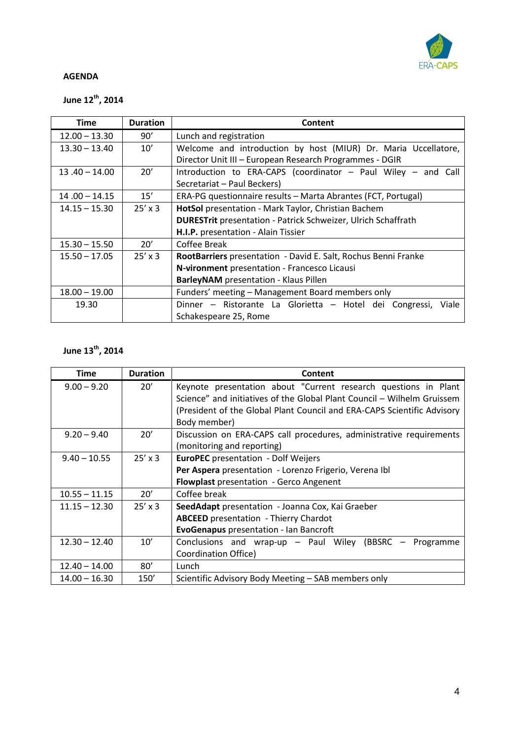**AGENDA**

**June 12th, 2014**

| Time | Duration | Content |
|---|---|---|
| 12.00 – 13.30 | 90' | Lunch and registration |
| 13.30 – 13.40 | 10' | Welcome and introduction by host (MIUR) Dr. Maria Uccellatore, Director Unit III – European Research Programmes - DGIR |
| 13 .40 – 14.00 | 20' | Introduction to ERA-CAPS (coordinator – Paul Wiley – and Call Secretariat – Paul Beckers) |
| 14 .00 – 14.15 | 15' | ERA-PG questionnaire results – Marta Abrantes (FCT, Portugal) |
| 14.15 – 15.30 | 25' x 3 | **HotSol** presentation - Mark Taylor, Christian Bachem<br>**DURESTrit** presentation - Patrick Schweizer, Ulrich Schaffrath<br>**H.I.P.** presentation - Alain Tissier |
| 15.30 – 15.50 | 20' | Coffee Break |
| 15.50 – 17.05 | 25' x 3 | **RootBarriers** presentation - David E. Salt, Rochus Benni Franke<br>**N-vironment** presentation - Francesco Licausi<br>**BarleyNAM** presentation - Klaus Pillen |
| 18.00 – 19.00 | | Funders' meeting – Management Board members only |
| 19.30 | | Dinner – Ristorante La Glorietta – Hotel dei Congressi, Viale Schakespeare 25, Rome |

**June 13th, 2014**

| Time | Duration | Content |
|---|---|---|
| 9.00 – 9.20 | 20' | Keynote presentation about "Current research questions in Plant Science" and initiatives of the Global Plant Council – Wilhelm Gruissem (President of the Global Plant Council and ERA-CAPS Scientific Advisory Body member) |
| 9.20 – 9.40 | 20' | Discussion on ERA-CAPS call procedures, administrative requirements (monitoring and reporting) |
| 9.40 – 10.55 | 25' x 3 | **EuroPEC** presentation - Dolf Weijers<br>**Per Aspera** presentation - Lorenzo Frigerio, Verena Ibl<br>**Flowplast** presentation - Gerco Angenent |
| 10.55 – 11.15 | 20' | Coffee break |
| 11.15 – 12.30 | 25' x 3 | **SeedAdapt** presentation - Joanna Cox, Kai Graeber<br>**ABCEED** presentation - Thierry Chardot<br>**EvoGenapus** presentation - Ian Bancroft |
| 12.30 – 12.40 | 10' | Conclusions and wrap-up – Paul Wiley (BBSRC – Programme Coordination Office) |
| 12.40 – 14.00 | 80' | Lunch |
| 14.00 – 16.30 | 150' | Scientific Advisory Body Meeting – SAB members only |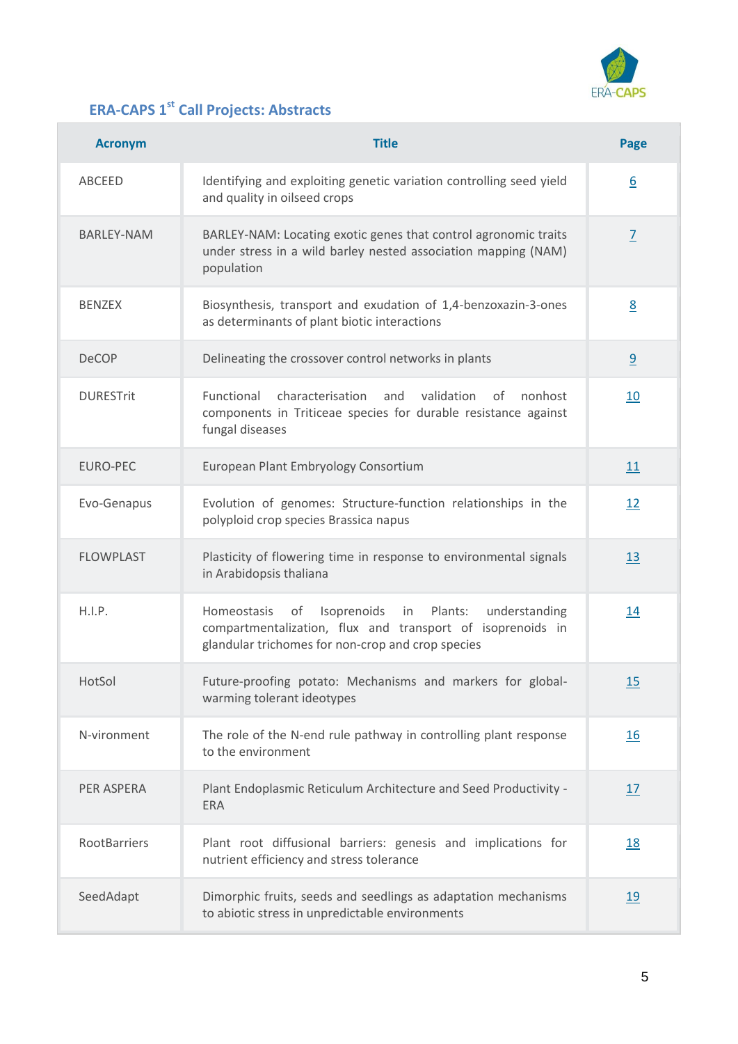## ERA-CAPS 1st Call Projects: Abstracts

| Acronym | Title | Page |
|---|---|---|
| ABCEED | Identifying and exploiting genetic variation controlling seed yield and quality in oilseed crops | 6 |
| BARLEY-NAM | BARLEY-NAM: Locating exotic genes that control agronomic traits under stress in a wild barley nested association mapping (NAM) population | 7 |
| BENZEX | Biosynthesis, transport and exudation of 1,4-benzoxazin-3-ones as determinants of plant biotic interactions | 8 |
| DeCOP | Delineating the crossover control networks in plants | 9 |
| DURESTrit | Functional characterisation and validation of nonhost components in Triticeae species for durable resistance against fungal diseases | 10 |
| EURO-PEC | European Plant Embryology Consortium | 11 |
| Evo-Genapus | Evolution of genomes: Structure-function relationships in the polyploid crop species Brassica napus | 12 |
| FLOWPLAST | Plasticity of flowering time in response to environmental signals in Arabidopsis thaliana | 13 |
| H.I.P. | Homeostasis of Isoprenoids in Plants: understanding compartmentalization, flux and transport of isoprenoids in glandular trichomes for non-crop and crop species | 14 |
| HotSol | Future-proofing potato: Mechanisms and markers for global-warming tolerant ideotypes | 15 |
| N-vironment | The role of the N-end rule pathway in controlling plant response to the environment | 16 |
| PER ASPERA | Plant Endoplasmic Reticulum Architecture and Seed Productivity - ERA | 17 |
| RootBarriers | Plant root diffusional barriers: genesis and implications for nutrient efficiency and stress tolerance | 18 |
| SeedAdapt | Dimorphic fruits, seeds and seedlings as adaptation mechanisms to abiotic stress in unpredictable environments | 19 |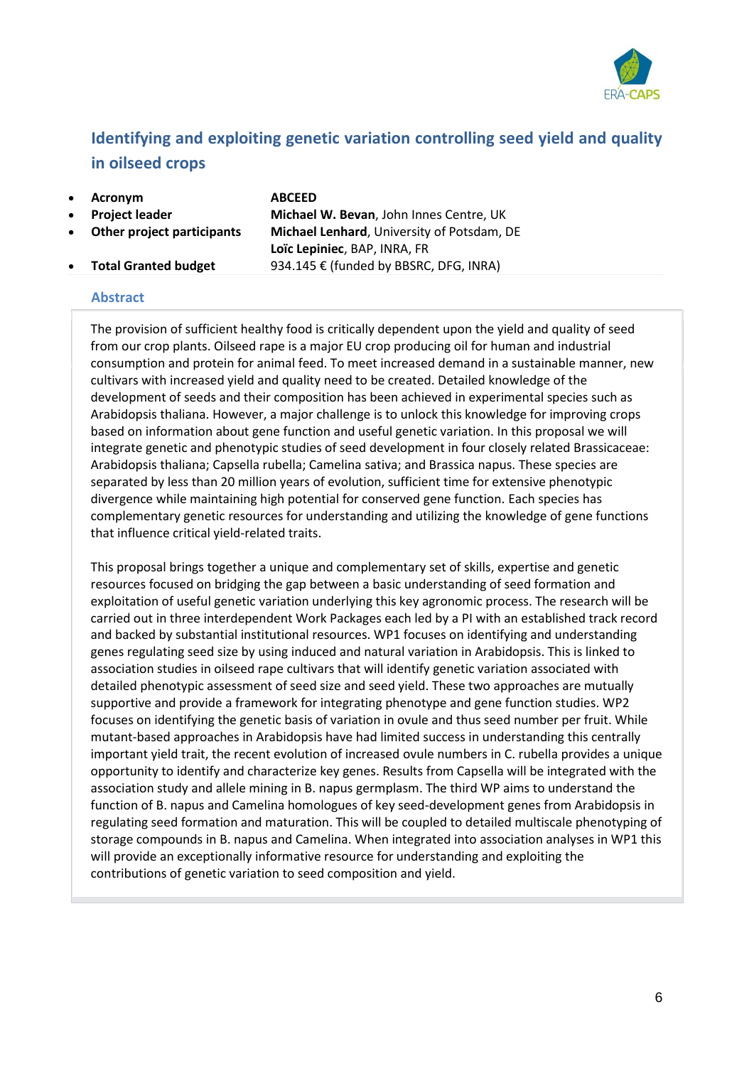## Identifying and exploiting genetic variation controlling seed yield and quality in oilseed crops

- **Acronym** — **ABCEED**
- **Project leader** — **Michael W. Bevan**, John Innes Centre, UK
- **Other project participants** — **Michael Lenhard**, University of Potsdam, DE; **Loïc Lepiniec**, BAP, INRA, FR
- **Total Granted budget** — 934.145 € (funded by BBSRC, DFG, INRA)

### Abstract

The provision of sufficient healthy food is critically dependent upon the yield and quality of seed from our crop plants. Oilseed rape is a major EU crop producing oil for human and industrial consumption and protein for animal feed. To meet increased demand in a sustainable manner, new cultivars with increased yield and quality need to be created. Detailed knowledge of the development of seeds and their composition has been achieved in experimental species such as Arabidopsis thaliana. However, a major challenge is to unlock this knowledge for improving crops based on information about gene function and useful genetic variation. In this proposal we will integrate genetic and phenotypic studies of seed development in four closely related Brassicaceae: Arabidopsis thaliana; Capsella rubella; Camelina sativa; and Brassica napus. These species are separated by less than 20 million years of evolution, sufficient time for extensive phenotypic divergence while maintaining high potential for conserved gene function. Each species has complementary genetic resources for understanding and utilizing the knowledge of gene functions that influence critical yield-related traits.

This proposal brings together a unique and complementary set of skills, expertise and genetic resources focused on bridging the gap between a basic understanding of seed formation and exploitation of useful genetic variation underlying this key agronomic process. The research will be carried out in three interdependent Work Packages each led by a PI with an established track record and backed by substantial institutional resources. WP1 focuses on identifying and understanding genes regulating seed size by using induced and natural variation in Arabidopsis. This is linked to association studies in oilseed rape cultivars that will identify genetic variation associated with detailed phenotypic assessment of seed size and seed yield. These two approaches are mutually supportive and provide a framework for integrating phenotype and gene function studies. WP2 focuses on identifying the genetic basis of variation in ovule and thus seed number per fruit. While mutant-based approaches in Arabidopsis have had limited success in understanding this centrally important yield trait, the recent evolution of increased ovule numbers in C. rubella provides a unique opportunity to identify and characterize key genes. Results from Capsella will be integrated with the association study and allele mining in B. napus germplasm. The third WP aims to understand the function of B. napus and Camelina homologues of key seed-development genes from Arabidopsis in regulating seed formation and maturation. This will be coupled to detailed multiscale phenotyping of storage compounds in B. napus and Camelina. When integrated into association analyses in WP1 this will provide an exceptionally informative resource for understanding and exploiting the contributions of genetic variation to seed composition and yield.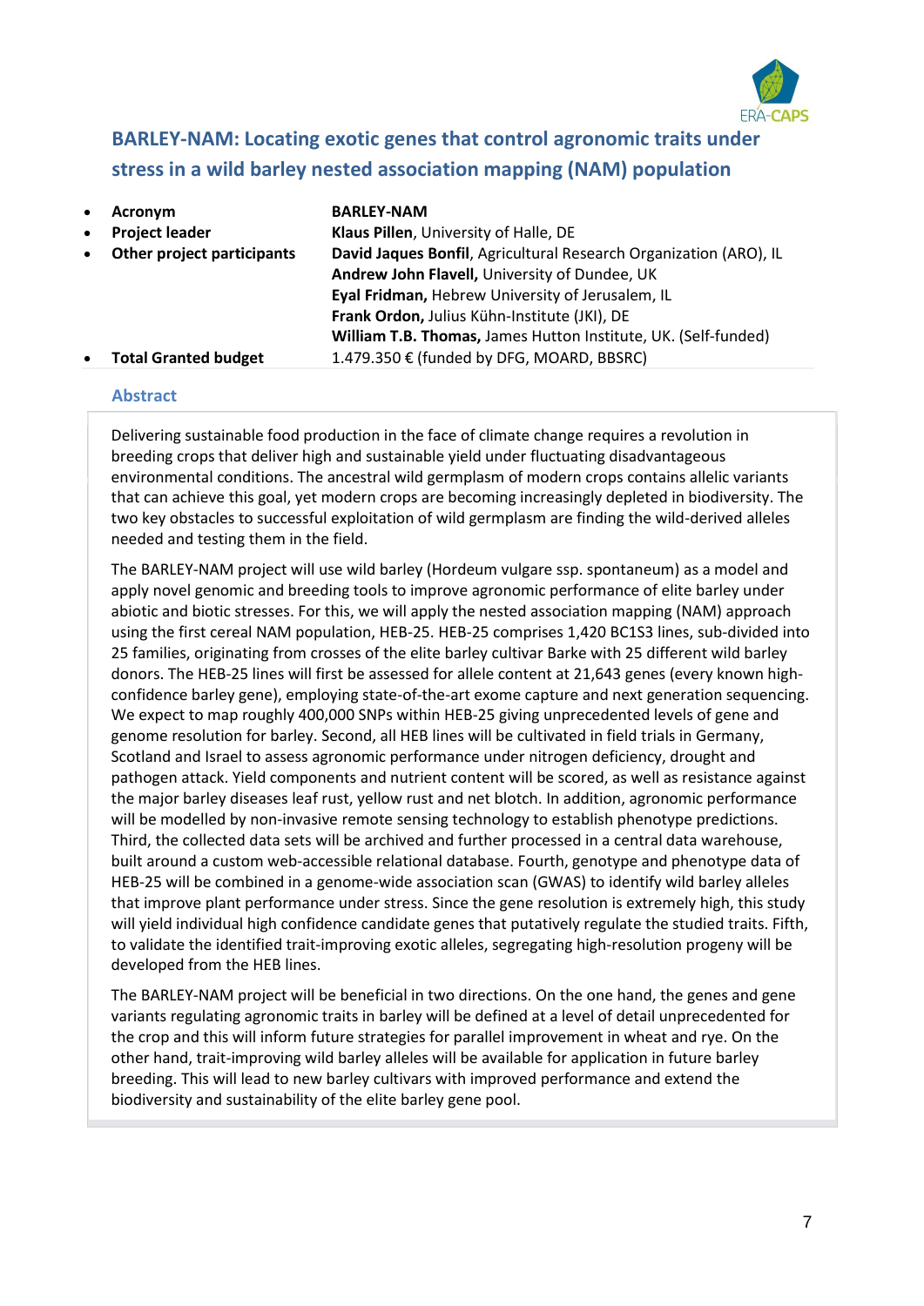## BARLEY-NAM: Locating exotic genes that control agronomic traits under stress in a wild barley nested association mapping (NAM) population

- **Acronym** — **BARLEY-NAM**
- **Project leader** — **Klaus Pillen**, University of Halle, DE
- **Other project participants** — **David Jaques Bonfil**, Agricultural Research Organization (ARO), IL
  **Andrew John Flavell,** University of Dundee, UK
  **Eyal Fridman,** Hebrew University of Jerusalem, IL
  **Frank Ordon,** Julius Kühn-Institute (JKI), DE
  **William T.B. Thomas,** James Hutton Institute, UK. (Self-funded)
- **Total Granted budget** — 1.479.350 € (funded by DFG, MOARD, BBSRC)

### Abstract

Delivering sustainable food production in the face of climate change requires a revolution in breeding crops that deliver high and sustainable yield under fluctuating disadvantageous environmental conditions. The ancestral wild germplasm of modern crops contains allelic variants that can achieve this goal, yet modern crops are becoming increasingly depleted in biodiversity. The two key obstacles to successful exploitation of wild germplasm are finding the wild-derived alleles needed and testing them in the field.

The BARLEY-NAM project will use wild barley (Hordeum vulgare ssp. spontaneum) as a model and apply novel genomic and breeding tools to improve agronomic performance of elite barley under abiotic and biotic stresses. For this, we will apply the nested association mapping (NAM) approach using the first cereal NAM population, HEB-25. HEB-25 comprises 1,420 BC1S3 lines, sub-divided into 25 families, originating from crosses of the elite barley cultivar Barke with 25 different wild barley donors. The HEB-25 lines will first be assessed for allele content at 21,643 genes (every known high-confidence barley gene), employing state-of-the-art exome capture and next generation sequencing. We expect to map roughly 400,000 SNPs within HEB-25 giving unprecedented levels of gene and genome resolution for barley. Second, all HEB lines will be cultivated in field trials in Germany, Scotland and Israel to assess agronomic performance under nitrogen deficiency, drought and pathogen attack. Yield components and nutrient content will be scored, as well as resistance against the major barley diseases leaf rust, yellow rust and net blotch. In addition, agronomic performance will be modelled by non-invasive remote sensing technology to establish phenotype predictions. Third, the collected data sets will be archived and further processed in a central data warehouse, built around a custom web-accessible relational database. Fourth, genotype and phenotype data of HEB-25 will be combined in a genome-wide association scan (GWAS) to identify wild barley alleles that improve plant performance under stress. Since the gene resolution is extremely high, this study will yield individual high confidence candidate genes that putatively regulate the studied traits. Fifth, to validate the identified trait-improving exotic alleles, segregating high-resolution progeny will be developed from the HEB lines.

The BARLEY-NAM project will be beneficial in two directions. On the one hand, the genes and gene variants regulating agronomic traits in barley will be defined at a level of detail unprecedented for the crop and this will inform future strategies for parallel improvement in wheat and rye. On the other hand, trait-improving wild barley alleles will be available for application in future barley breeding. This will lead to new barley cultivars with improved performance and extend the biodiversity and sustainability of the elite barley gene pool.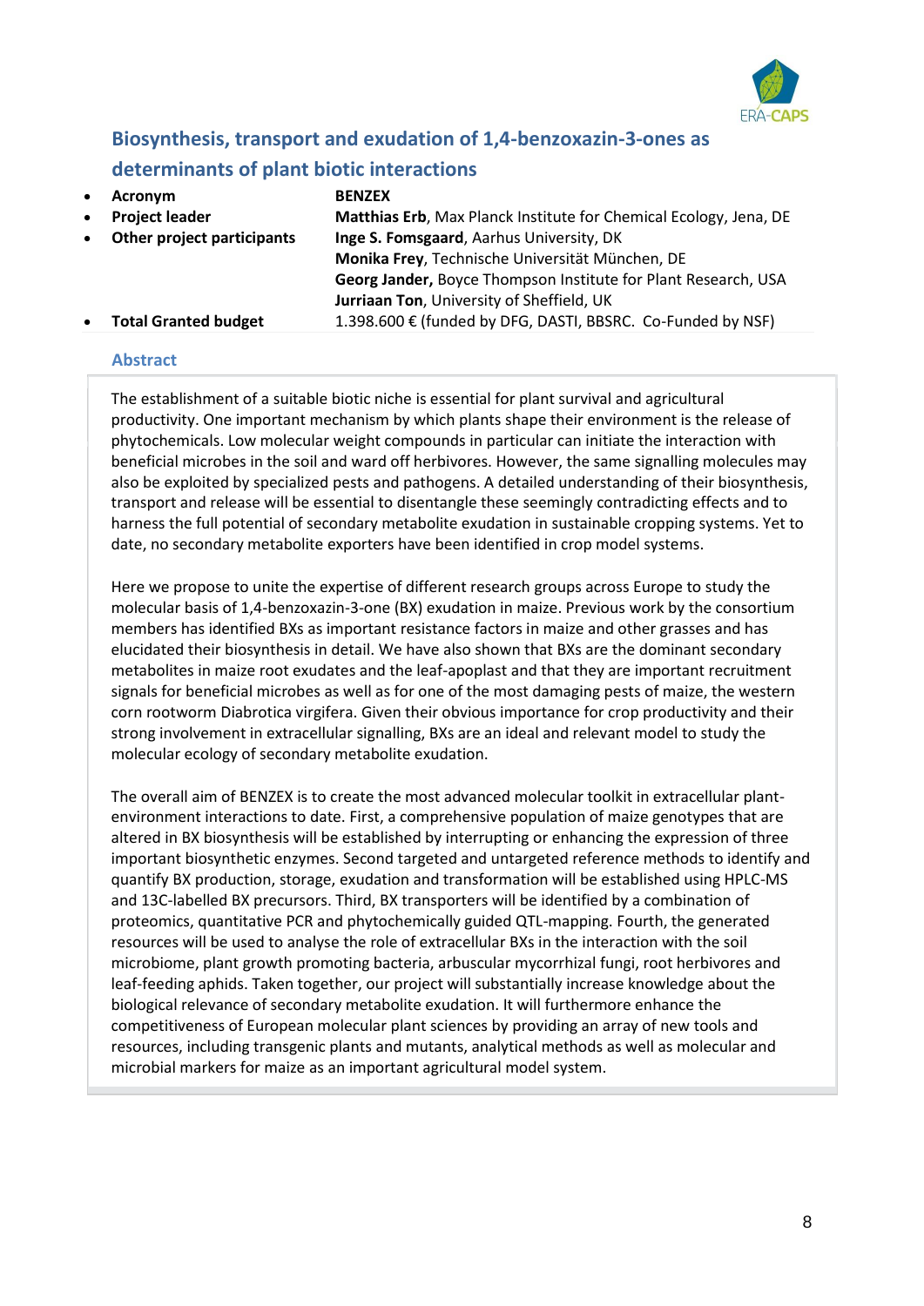## Biosynthesis, transport and exudation of 1,4-benzoxazin-3-ones as determinants of plant biotic interactions

- **Acronym** — **BENZEX**
- **Project leader** — **Matthias Erb**, Max Planck Institute for Chemical Ecology, Jena, DE
- **Other project participants** — **Inge S. Fomsgaard**, Aarhus University, DK
  **Monika Frey**, Technische Universität München, DE
  **Georg Jander,** Boyce Thompson Institute for Plant Research, USA
  **Jurriaan Ton**, University of Sheffield, UK
- **Total Granted budget** — 1.398.600 € (funded by DFG, DASTI, BBSRC. Co-Funded by NSF)

### Abstract

The establishment of a suitable biotic niche is essential for plant survival and agricultural productivity. One important mechanism by which plants shape their environment is the release of phytochemicals. Low molecular weight compounds in particular can initiate the interaction with beneficial microbes in the soil and ward off herbivores. However, the same signalling molecules may also be exploited by specialized pests and pathogens. A detailed understanding of their biosynthesis, transport and release will be essential to disentangle these seemingly contradicting effects and to harness the full potential of secondary metabolite exudation in sustainable cropping systems. Yet to date, no secondary metabolite exporters have been identified in crop model systems.

Here we propose to unite the expertise of different research groups across Europe to study the molecular basis of 1,4-benzoxazin-3-one (BX) exudation in maize. Previous work by the consortium members has identified BXs as important resistance factors in maize and other grasses and has elucidated their biosynthesis in detail. We have also shown that BXs are the dominant secondary metabolites in maize root exudates and the leaf-apoplast and that they are important recruitment signals for beneficial microbes as well as for one of the most damaging pests of maize, the western corn rootworm Diabrotica virgifera. Given their obvious importance for crop productivity and their strong involvement in extracellular signalling, BXs are an ideal and relevant model to study the molecular ecology of secondary metabolite exudation.

The overall aim of BENZEX is to create the most advanced molecular toolkit in extracellular plant-environment interactions to date. First, a comprehensive population of maize genotypes that are altered in BX biosynthesis will be established by interrupting or enhancing the expression of three important biosynthetic enzymes. Second targeted and untargeted reference methods to identify and quantify BX production, storage, exudation and transformation will be established using HPLC-MS and 13C-labelled BX precursors. Third, BX transporters will be identified by a combination of proteomics, quantitative PCR and phytochemically guided QTL-mapping. Fourth, the generated resources will be used to analyse the role of extracellular BXs in the interaction with the soil microbiome, plant growth promoting bacteria, arbuscular mycorrhizal fungi, root herbivores and leaf-feeding aphids. Taken together, our project will substantially increase knowledge about the biological relevance of secondary metabolite exudation. It will furthermore enhance the competitiveness of European molecular plant sciences by providing an array of new tools and resources, including transgenic plants and mutants, analytical methods as well as molecular and microbial markers for maize as an important agricultural model system.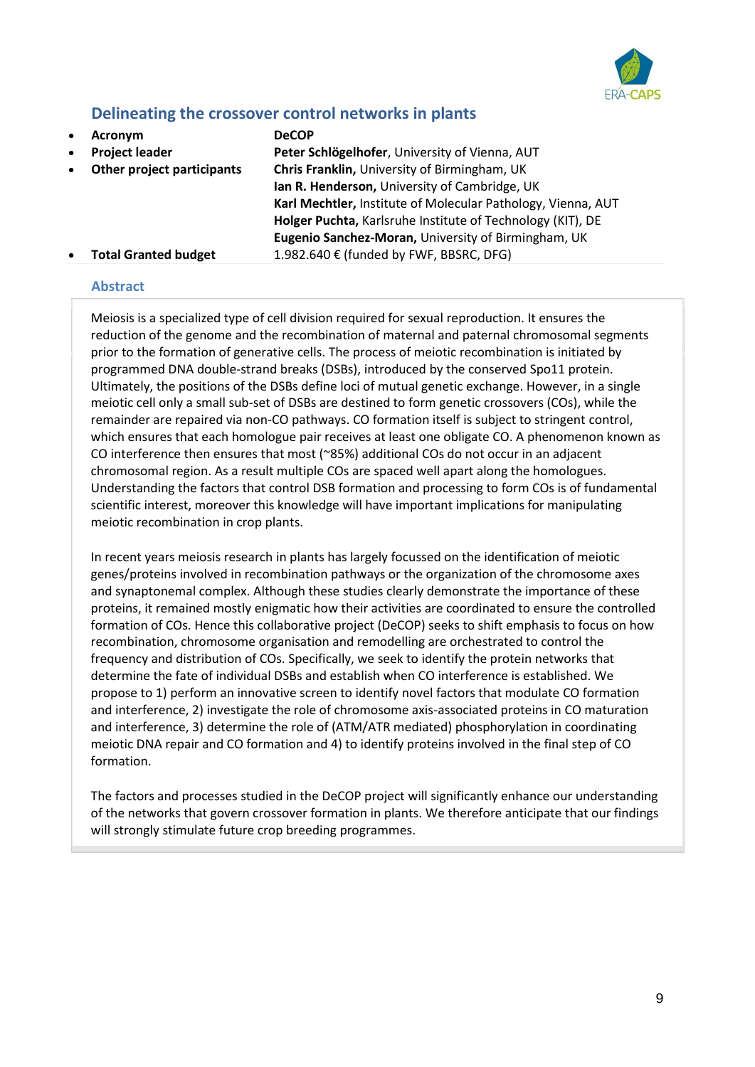## Delineating the crossover control networks in plants

- **Acronym** — **DeCOP**
- **Project leader** — **Peter Schlögelhofer**, University of Vienna, AUT
- **Other project participants** — **Chris Franklin,** University of Birmingham, UK
  **Ian R. Henderson,** University of Cambridge, UK
  **Karl Mechtler,** Institute of Molecular Pathology, Vienna, AUT
  **Holger Puchta,** Karlsruhe Institute of Technology (KIT), DE
  **Eugenio Sanchez-Moran,** University of Birmingham, UK
- **Total Granted budget** — 1.982.640 € (funded by FWF, BBSRC, DFG)

### Abstract

Meiosis is a specialized type of cell division required for sexual reproduction. It ensures the reduction of the genome and the recombination of maternal and paternal chromosomal segments prior to the formation of generative cells. The process of meiotic recombination is initiated by programmed DNA double-strand breaks (DSBs), introduced by the conserved Spo11 protein. Ultimately, the positions of the DSBs define loci of mutual genetic exchange. However, in a single meiotic cell only a small sub-set of DSBs are destined to form genetic crossovers (COs), while the remainder are repaired via non-CO pathways. CO formation itself is subject to stringent control, which ensures that each homologue pair receives at least one obligate CO. A phenomenon known as CO interference then ensures that most (~85%) additional COs do not occur in an adjacent chromosomal region. As a result multiple COs are spaced well apart along the homologues. Understanding the factors that control DSB formation and processing to form COs is of fundamental scientific interest, moreover this knowledge will have important implications for manipulating meiotic recombination in crop plants.

In recent years meiosis research in plants has largely focussed on the identification of meiotic genes/proteins involved in recombination pathways or the organization of the chromosome axes and synaptonemal complex. Although these studies clearly demonstrate the importance of these proteins, it remained mostly enigmatic how their activities are coordinated to ensure the controlled formation of COs. Hence this collaborative project (DeCOP) seeks to shift emphasis to focus on how recombination, chromosome organisation and remodelling are orchestrated to control the frequency and distribution of COs. Specifically, we seek to identify the protein networks that determine the fate of individual DSBs and establish when CO interference is established. We propose to 1) perform an innovative screen to identify novel factors that modulate CO formation and interference, 2) investigate the role of chromosome axis-associated proteins in CO maturation and interference, 3) determine the role of (ATM/ATR mediated) phosphorylation in coordinating meiotic DNA repair and CO formation and 4) to identify proteins involved in the final step of CO formation.

The factors and processes studied in the DeCOP project will significantly enhance our understanding of the networks that govern crossover formation in plants. We therefore anticipate that our findings will strongly stimulate future crop breeding programmes.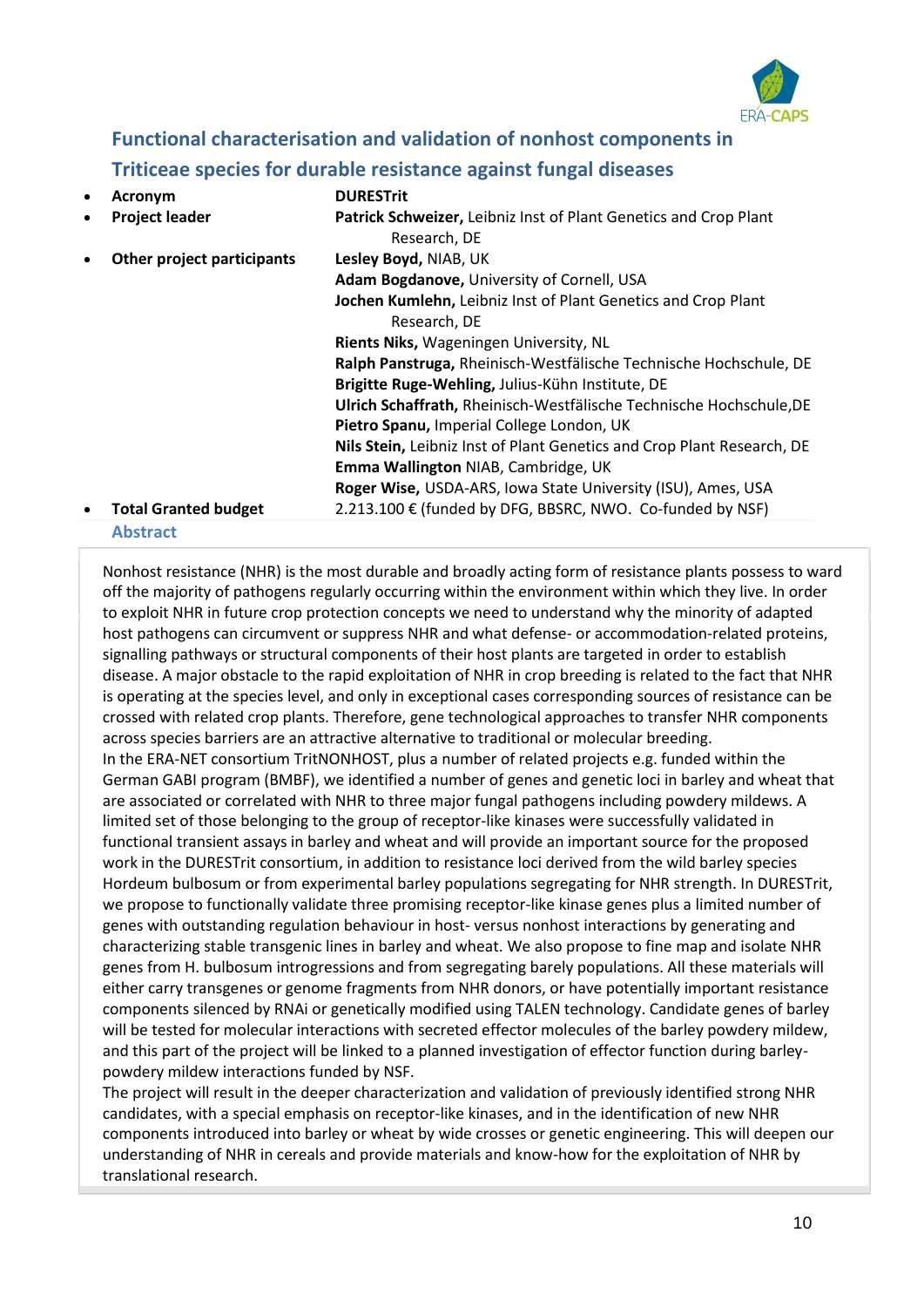## Functional characterisation and validation of nonhost components in Triticeae species for durable resistance against fungal diseases

- **Acronym** — **DURESTrit**
- **Project leader** — **Patrick Schweizer,** Leibniz Inst of Plant Genetics and Crop Plant Research, DE
- **Other project participants** —
  **Lesley Boyd,** NIAB, UK
  **Adam Bogdanove,** University of Cornell, USA
  **Jochen Kumlehn,** Leibniz Inst of Plant Genetics and Crop Plant Research, DE
  **Rients Niks,** Wageningen University, NL
  **Ralph Panstruga,** Rheinisch-Westfälische Technische Hochschule, DE
  **Brigitte Ruge-Wehling,** Julius-Kühn Institute, DE
  **Ulrich Schaffrath,** Rheinisch-Westfälische Technische Hochschule,DE
  **Pietro Spanu,** Imperial College London, UK
  **Nils Stein,** Leibniz Inst of Plant Genetics and Crop Plant Research, DE
  **Emma Wallington** NIAB, Cambridge, UK
  **Roger Wise,** USDA-ARS, Iowa State University (ISU), Ames, USA
- **Total Granted budget** — 2.213.100 € (funded by DFG, BBSRC, NWO. Co-funded by NSF)

### Abstract

Nonhost resistance (NHR) is the most durable and broadly acting form of resistance plants possess to ward off the majority of pathogens regularly occurring within the environment within which they live. In order to exploit NHR in future crop protection concepts we need to understand why the minority of adapted host pathogens can circumvent or suppress NHR and what defense- or accommodation-related proteins, signalling pathways or structural components of their host plants are targeted in order to establish disease. A major obstacle to the rapid exploitation of NHR in crop breeding is related to the fact that NHR is operating at the species level, and only in exceptional cases corresponding sources of resistance can be crossed with related crop plants. Therefore, gene technological approaches to transfer NHR components across species barriers are an attractive alternative to traditional or molecular breeding.
In the ERA-NET consortium TritNONHOST, plus a number of related projects e.g. funded within the German GABI program (BMBF), we identified a number of genes and genetic loci in barley and wheat that are associated or correlated with NHR to three major fungal pathogens including powdery mildews. A limited set of those belonging to the group of receptor-like kinases were successfully validated in functional transient assays in barley and wheat and will provide an important source for the proposed work in the DURESTrit consortium, in addition to resistance loci derived from the wild barley species Hordeum bulbosum or from experimental barley populations segregating for NHR strength. In DURESTrit, we propose to functionally validate three promising receptor-like kinase genes plus a limited number of genes with outstanding regulation behaviour in host- versus nonhost interactions by generating and characterizing stable transgenic lines in barley and wheat. We also propose to fine map and isolate NHR genes from H. bulbosum introgressions and from segregating barely populations. All these materials will either carry transgenes or genome fragments from NHR donors, or have potentially important resistance components silenced by RNAi or genetically modified using TALEN technology. Candidate genes of barley will be tested for molecular interactions with secreted effector molecules of the barley powdery mildew, and this part of the project will be linked to a planned investigation of effector function during barley-powdery mildew interactions funded by NSF.
The project will result in the deeper characterization and validation of previously identified strong NHR candidates, with a special emphasis on receptor-like kinases, and in the identification of new NHR components introduced into barley or wheat by wide crosses or genetic engineering. This will deepen our understanding of NHR in cereals and provide materials and know-how for the exploitation of NHR by translational research.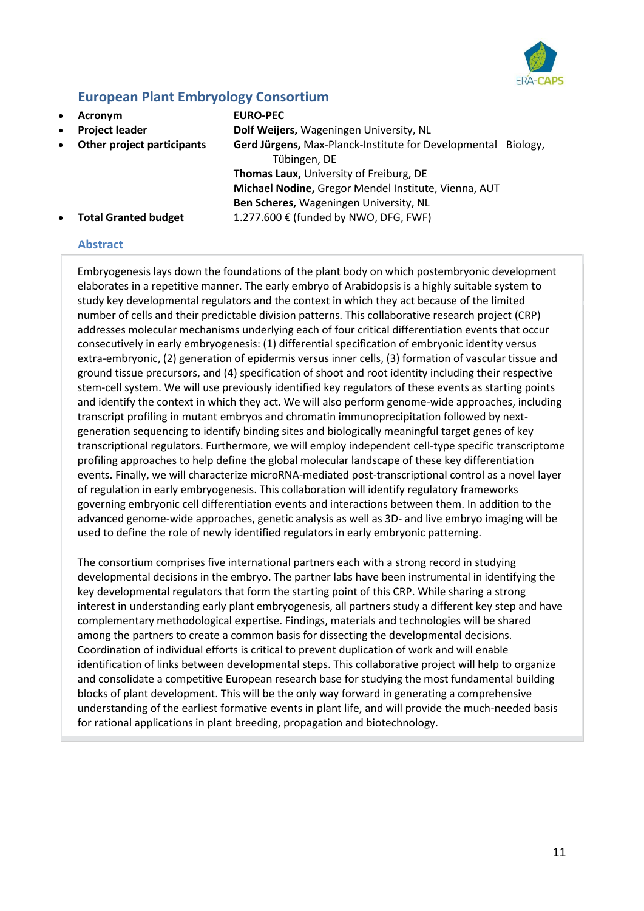## European Plant Embryology Consortium

- **Acronym** — **EURO-PEC**
- **Project leader** — **Dolf Weijers,** Wageningen University, NL
- **Other project participants** — **Gerd Jürgens,** Max-Planck-Institute for Developmental Biology, Tübingen, DE
  **Thomas Laux,** University of Freiburg, DE
  **Michael Nodine,** Gregor Mendel Institute, Vienna, AUT
  **Ben Scheres,** Wageningen University, NL
- **Total Granted budget** — 1.277.600 € (funded by NWO, DFG, FWF)

### Abstract

Embryogenesis lays down the foundations of the plant body on which postembryonic development elaborates in a repetitive manner. The early embryo of Arabidopsis is a highly suitable system to study key developmental regulators and the context in which they act because of the limited number of cells and their predictable division patterns. This collaborative research project (CRP) addresses molecular mechanisms underlying each of four critical differentiation events that occur consecutively in early embryogenesis: (1) differential specification of embryonic identity versus extra-embryonic, (2) generation of epidermis versus inner cells, (3) formation of vascular tissue and ground tissue precursors, and (4) specification of shoot and root identity including their respective stem-cell system. We will use previously identified key regulators of these events as starting points and identify the context in which they act. We will also perform genome-wide approaches, including transcript profiling in mutant embryos and chromatin immunoprecipitation followed by next-generation sequencing to identify binding sites and biologically meaningful target genes of key transcriptional regulators. Furthermore, we will employ independent cell-type specific transcriptome profiling approaches to help define the global molecular landscape of these key differentiation events. Finally, we will characterize microRNA-mediated post-transcriptional control as a novel layer of regulation in early embryogenesis. This collaboration will identify regulatory frameworks governing embryonic cell differentiation events and interactions between them. In addition to the advanced genome-wide approaches, genetic analysis as well as 3D- and live embryo imaging will be used to define the role of newly identified regulators in early embryonic patterning.

The consortium comprises five international partners each with a strong record in studying developmental decisions in the embryo. The partner labs have been instrumental in identifying the key developmental regulators that form the starting point of this CRP. While sharing a strong interest in understanding early plant embryogenesis, all partners study a different key step and have complementary methodological expertise. Findings, materials and technologies will be shared among the partners to create a common basis for dissecting the developmental decisions. Coordination of individual efforts is critical to prevent duplication of work and will enable identification of links between developmental steps. This collaborative project will help to organize and consolidate a competitive European research base for studying the most fundamental building blocks of plant development. This will be the only way forward in generating a comprehensive understanding of the earliest formative events in plant life, and will provide the much-needed basis for rational applications in plant breeding, propagation and biotechnology.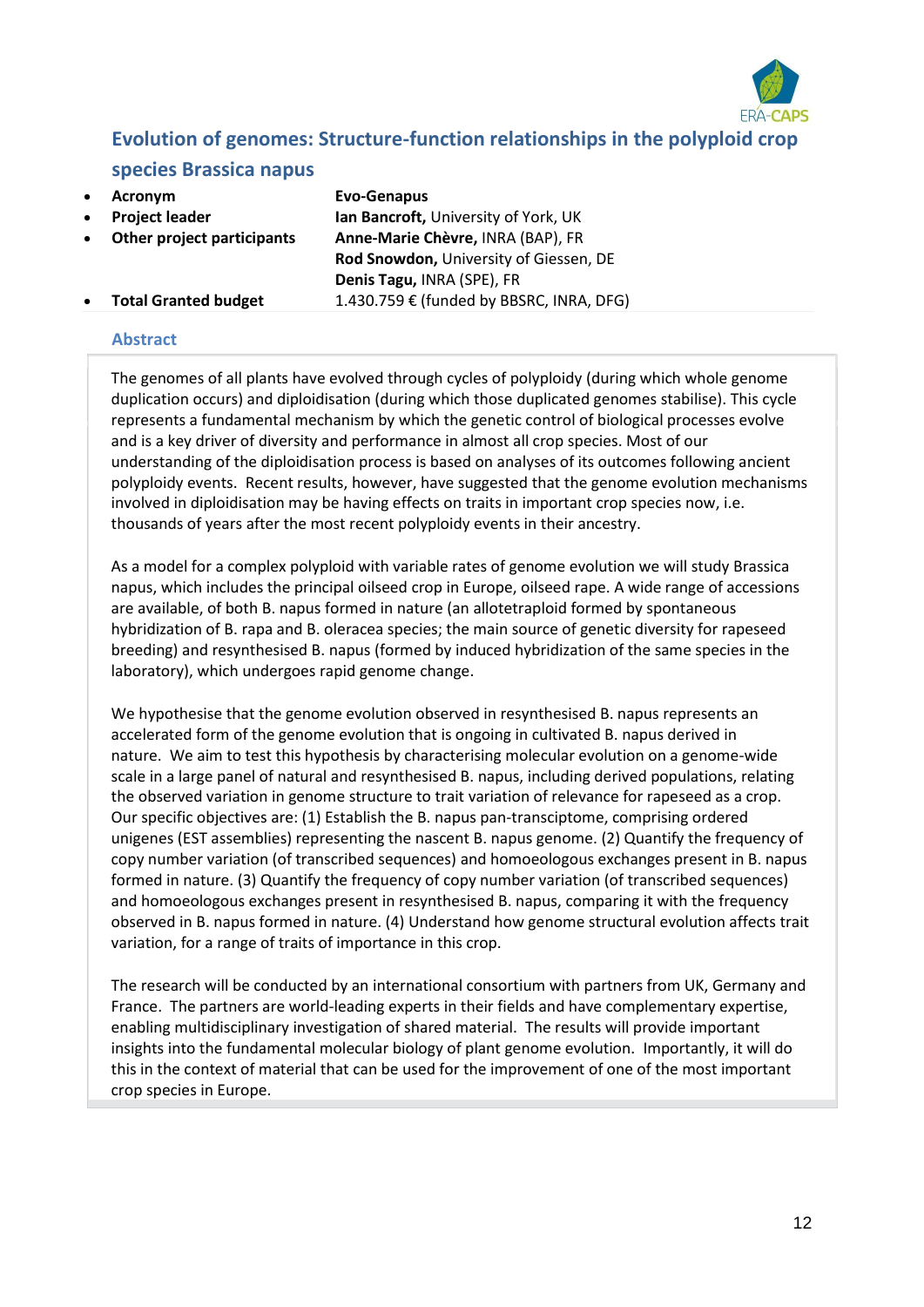## Evolution of genomes: Structure-function relationships in the polyploid crop species Brassica napus

- **Acronym** — **Evo-Genapus**
- **Project leader** — **Ian Bancroft,** University of York, UK
- **Other project participants** — **Anne-Marie Chèvre,** INRA (BAP), FR
  **Rod Snowdon,** University of Giessen, DE
  **Denis Tagu,** INRA (SPE), FR
- **Total Granted budget** — 1.430.759 € (funded by BBSRC, INRA, DFG)

### Abstract

The genomes of all plants have evolved through cycles of polyploidy (during which whole genome duplication occurs) and diploidisation (during which those duplicated genomes stabilise). This cycle represents a fundamental mechanism by which the genetic control of biological processes evolve and is a key driver of diversity and performance in almost all crop species. Most of our understanding of the diploidisation process is based on analyses of its outcomes following ancient polyploidy events. Recent results, however, have suggested that the genome evolution mechanisms involved in diploidisation may be having effects on traits in important crop species now, i.e. thousands of years after the most recent polyploidy events in their ancestry.

As a model for a complex polyploid with variable rates of genome evolution we will study Brassica napus, which includes the principal oilseed crop in Europe, oilseed rape. A wide range of accessions are available, of both B. napus formed in nature (an allotetraploid formed by spontaneous hybridization of B. rapa and B. oleracea species; the main source of genetic diversity for rapeseed breeding) and resynthesised B. napus (formed by induced hybridization of the same species in the laboratory), which undergoes rapid genome change.

We hypothesise that the genome evolution observed in resynthesised B. napus represents an accelerated form of the genome evolution that is ongoing in cultivated B. napus derived in nature. We aim to test this hypothesis by characterising molecular evolution on a genome-wide scale in a large panel of natural and resynthesised B. napus, including derived populations, relating the observed variation in genome structure to trait variation of relevance for rapeseed as a crop. Our specific objectives are: (1) Establish the B. napus pan-transciptome, comprising ordered unigenes (EST assemblies) representing the nascent B. napus genome. (2) Quantify the frequency of copy number variation (of transcribed sequences) and homoeologous exchanges present in B. napus formed in nature. (3) Quantify the frequency of copy number variation (of transcribed sequences) and homoeologous exchanges present in resynthesised B. napus, comparing it with the frequency observed in B. napus formed in nature. (4) Understand how genome structural evolution affects trait variation, for a range of traits of importance in this crop.

The research will be conducted by an international consortium with partners from UK, Germany and France. The partners are world-leading experts in their fields and have complementary expertise, enabling multidisciplinary investigation of shared material. The results will provide important insights into the fundamental molecular biology of plant genome evolution. Importantly, it will do this in the context of material that can be used for the improvement of one of the most important crop species in Europe.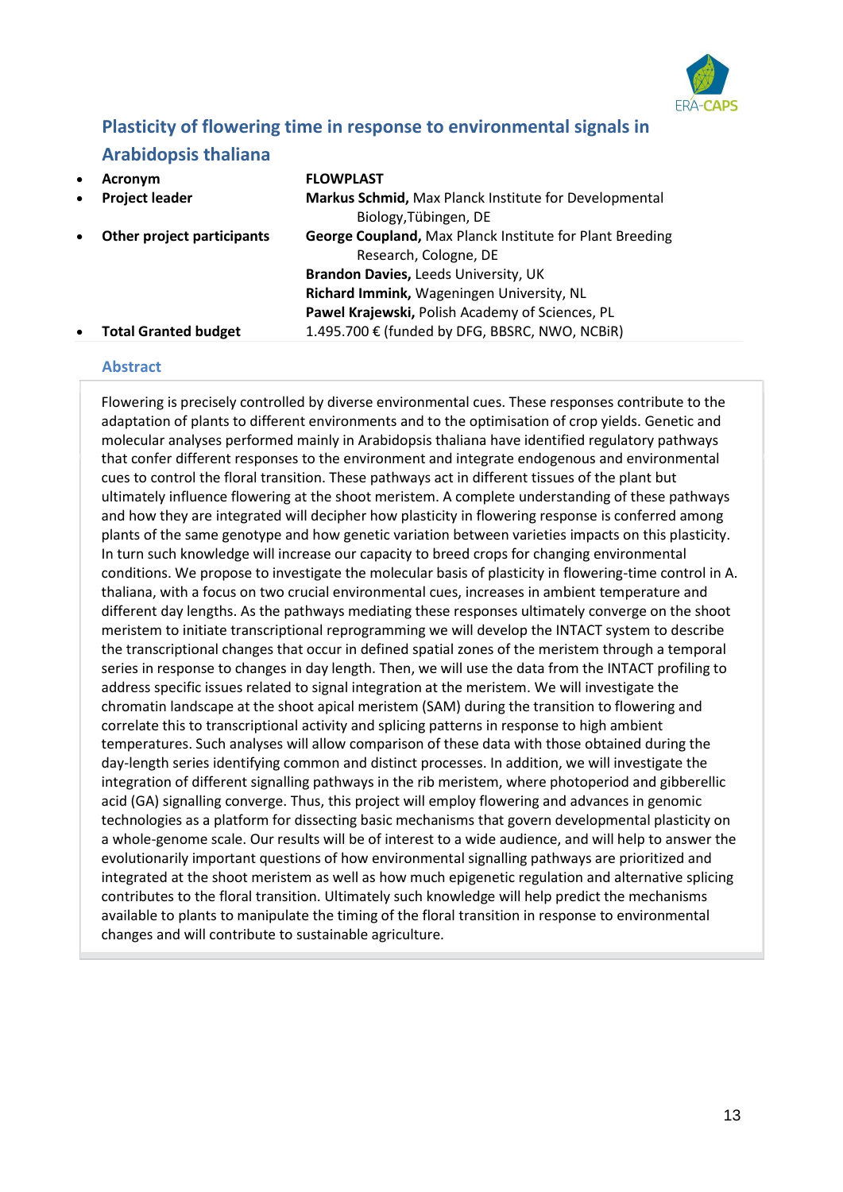## Plasticity of flowering time in response to environmental signals in Arabidopsis thaliana

- **Acronym** — **FLOWPLAST**
- **Project leader** — **Markus Schmid,** Max Planck Institute for Developmental Biology,Tübingen, DE
- **Other project participants** — **George Coupland,** Max Planck Institute for Plant Breeding Research, Cologne, DE
  **Brandon Davies,** Leeds University, UK
  **Richard Immink,** Wageningen University, NL
  **Pawel Krajewski,** Polish Academy of Sciences, PL
- **Total Granted budget** — 1.495.700 € (funded by DFG, BBSRC, NWO, NCBiR)

### Abstract

Flowering is precisely controlled by diverse environmental cues. These responses contribute to the adaptation of plants to different environments and to the optimisation of crop yields. Genetic and molecular analyses performed mainly in Arabidopsis thaliana have identified regulatory pathways that confer different responses to the environment and integrate endogenous and environmental cues to control the floral transition. These pathways act in different tissues of the plant but ultimately influence flowering at the shoot meristem. A complete understanding of these pathways and how they are integrated will decipher how plasticity in flowering response is conferred among plants of the same genotype and how genetic variation between varieties impacts on this plasticity. In turn such knowledge will increase our capacity to breed crops for changing environmental conditions. We propose to investigate the molecular basis of plasticity in flowering-time control in A. thaliana, with a focus on two crucial environmental cues, increases in ambient temperature and different day lengths. As the pathways mediating these responses ultimately converge on the shoot meristem to initiate transcriptional reprogramming we will develop the INTACT system to describe the transcriptional changes that occur in defined spatial zones of the meristem through a temporal series in response to changes in day length. Then, we will use the data from the INTACT profiling to address specific issues related to signal integration at the meristem. We will investigate the chromatin landscape at the shoot apical meristem (SAM) during the transition to flowering and correlate this to transcriptional activity and splicing patterns in response to high ambient temperatures. Such analyses will allow comparison of these data with those obtained during the day-length series identifying common and distinct processes. In addition, we will investigate the integration of different signalling pathways in the rib meristem, where photoperiod and gibberellic acid (GA) signalling converge. Thus, this project will employ flowering and advances in genomic technologies as a platform for dissecting basic mechanisms that govern developmental plasticity on a whole-genome scale. Our results will be of interest to a wide audience, and will help to answer the evolutionarily important questions of how environmental signalling pathways are prioritized and integrated at the shoot meristem as well as how much epigenetic regulation and alternative splicing contributes to the floral transition. Ultimately such knowledge will help predict the mechanisms available to plants to manipulate the timing of the floral transition in response to environmental changes and will contribute to sustainable agriculture.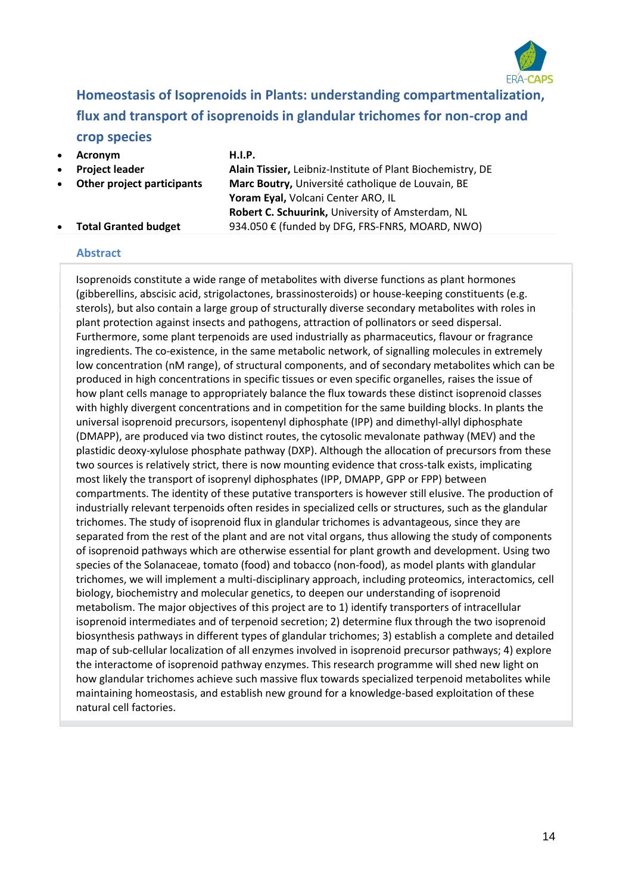## Homeostasis of Isoprenoids in Plants: understanding compartmentalization, flux and transport of isoprenoids in glandular trichomes for non-crop and crop species

- **Acronym** — **H.I.P.**
- **Project leader** — **Alain Tissier,** Leibniz-Institute of Plant Biochemistry, DE
- **Other project participants** — **Marc Boutry,** Université catholique de Louvain, BE; **Yoram Eyal,** Volcani Center ARO, IL; **Robert C. Schuurink,** University of Amsterdam, NL
- **Total Granted budget** — 934.050 € (funded by DFG, FRS-FNRS, MOARD, NWO)

### Abstract

Isoprenoids constitute a wide range of metabolites with diverse functions as plant hormones (gibberellins, abscisic acid, strigolactones, brassinosteroids) or house-keeping constituents (e.g. sterols), but also contain a large group of structurally diverse secondary metabolites with roles in plant protection against insects and pathogens, attraction of pollinators or seed dispersal. Furthermore, some plant terpenoids are used industrially as pharmaceutics, flavour or fragrance ingredients. The co-existence, in the same metabolic network, of signalling molecules in extremely low concentration (nM range), of structural components, and of secondary metabolites which can be produced in high concentrations in specific tissues or even specific organelles, raises the issue of how plant cells manage to appropriately balance the flux towards these distinct isoprenoid classes with highly divergent concentrations and in competition for the same building blocks. In plants the universal isoprenoid precursors, isopentenyl diphosphate (IPP) and dimethyl-allyl diphosphate (DMAPP), are produced via two distinct routes, the cytosolic mevalonate pathway (MEV) and the plastidic deoxy-xylulose phosphate pathway (DXP). Although the allocation of precursors from these two sources is relatively strict, there is now mounting evidence that cross-talk exists, implicating most likely the transport of isoprenyl diphosphates (IPP, DMAPP, GPP or FPP) between compartments. The identity of these putative transporters is however still elusive. The production of industrially relevant terpenoids often resides in specialized cells or structures, such as the glandular trichomes. The study of isoprenoid flux in glandular trichomes is advantageous, since they are separated from the rest of the plant and are not vital organs, thus allowing the study of components of isoprenoid pathways which are otherwise essential for plant growth and development. Using two species of the Solanaceae, tomato (food) and tobacco (non-food), as model plants with glandular trichomes, we will implement a multi-disciplinary approach, including proteomics, interactomics, cell biology, biochemistry and molecular genetics, to deepen our understanding of isoprenoid metabolism. The major objectives of this project are to 1) identify transporters of intracellular isoprenoid intermediates and of terpenoid secretion; 2) determine flux through the two isoprenoid biosynthesis pathways in different types of glandular trichomes; 3) establish a complete and detailed map of sub-cellular localization of all enzymes involved in isoprenoid precursor pathways; 4) explore the interactome of isoprenoid pathway enzymes. This research programme will shed new light on how glandular trichomes achieve such massive flux towards specialized terpenoid metabolites while maintaining homeostasis, and establish new ground for a knowledge-based exploitation of these natural cell factories.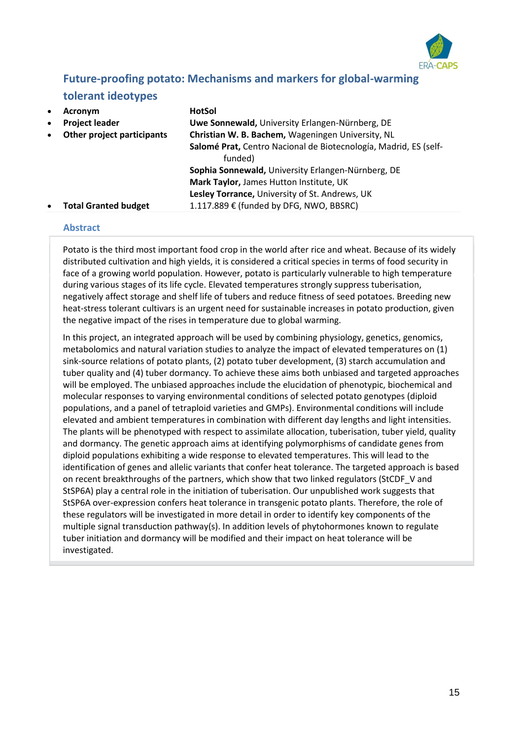## Future-proofing potato: Mechanisms and markers for global-warming tolerant ideotypes

- **Acronym** — **HotSol**
- **Project leader** — **Uwe Sonnewald,** University Erlangen-Nürnberg, DE
- **Other project participants** — **Christian W. B. Bachem,** Wageningen University, NL
  **Salomé Prat,** Centro Nacional de Biotecnología, Madrid, ES (self-funded)
  **Sophia Sonnewald,** University Erlangen-Nürnberg, DE
  **Mark Taylor,** James Hutton Institute, UK
  **Lesley Torrance,** University of St. Andrews, UK
- **Total Granted budget** — 1.117.889 € (funded by DFG, NWO, BBSRC)

### Abstract

Potato is the third most important food crop in the world after rice and wheat. Because of its widely distributed cultivation and high yields, it is considered a critical species in terms of food security in face of a growing world population. However, potato is particularly vulnerable to high temperature during various stages of its life cycle. Elevated temperatures strongly suppress tuberisation, negatively affect storage and shelf life of tubers and reduce fitness of seed potatoes. Breeding new heat-stress tolerant cultivars is an urgent need for sustainable increases in potato production, given the negative impact of the rises in temperature due to global warming.

In this project, an integrated approach will be used by combining physiology, genetics, genomics, metabolomics and natural variation studies to analyze the impact of elevated temperatures on (1) sink-source relations of potato plants, (2) potato tuber development, (3) starch accumulation and tuber quality and (4) tuber dormancy. To achieve these aims both unbiased and targeted approaches will be employed. The unbiased approaches include the elucidation of phenotypic, biochemical and molecular responses to varying environmental conditions of selected potato genotypes (diploid populations, and a panel of tetraploid varieties and GMPs). Environmental conditions will include elevated and ambient temperatures in combination with different day lengths and light intensities. The plants will be phenotyped with respect to assimilate allocation, tuberisation, tuber yield, quality and dormancy. The genetic approach aims at identifying polymorphisms of candidate genes from diploid populations exhibiting a wide response to elevated temperatures. This will lead to the identification of genes and allelic variants that confer heat tolerance. The targeted approach is based on recent breakthroughs of the partners, which show that two linked regulators (StCDF_V and StSP6A) play a central role in the initiation of tuberisation. Our unpublished work suggests that StSP6A over-expression confers heat tolerance in transgenic potato plants. Therefore, the role of these regulators will be investigated in more detail in order to identify key components of the multiple signal transduction pathway(s). In addition levels of phytohormones known to regulate tuber initiation and dormancy will be modified and their impact on heat tolerance will be investigated.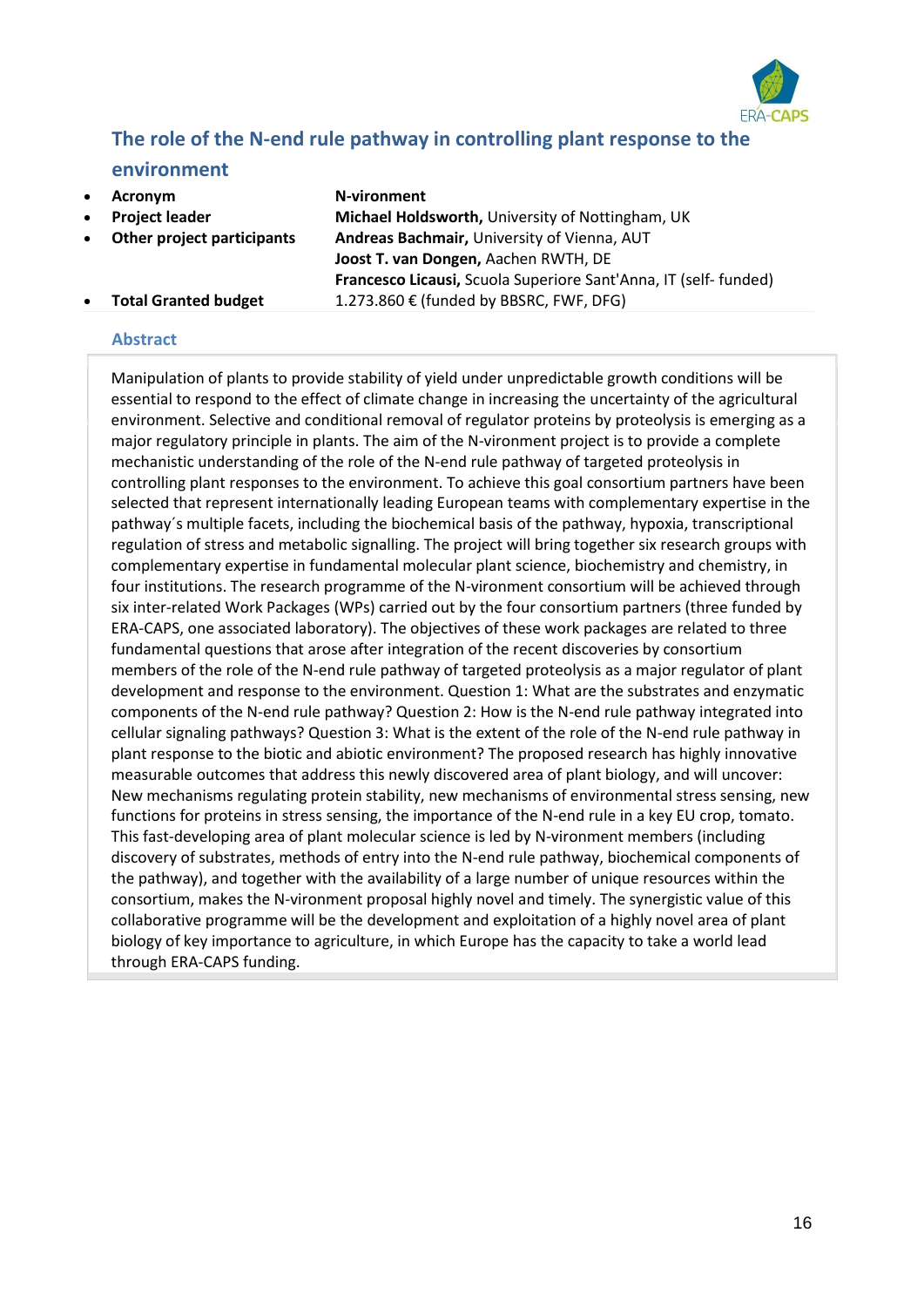## The role of the N-end rule pathway in controlling plant response to the environment

- **Acronym** — **N-vironment**
- **Project leader** — **Michael Holdsworth,** University of Nottingham, UK
- **Other project participants** — **Andreas Bachmair,** University of Vienna, AUT
  **Joost T. van Dongen,** Aachen RWTH, DE
  **Francesco Licausi,** Scuola Superiore Sant'Anna, IT (self- funded)
- **Total Granted budget** — 1.273.860 € (funded by BBSRC, FWF, DFG)

### Abstract

Manipulation of plants to provide stability of yield under unpredictable growth conditions will be essential to respond to the effect of climate change in increasing the uncertainty of the agricultural environment. Selective and conditional removal of regulator proteins by proteolysis is emerging as a major regulatory principle in plants. The aim of the N-vironment project is to provide a complete mechanistic understanding of the role of the N-end rule pathway of targeted proteolysis in controlling plant responses to the environment. To achieve this goal consortium partners have been selected that represent internationally leading European teams with complementary expertise in the pathway´s multiple facets, including the biochemical basis of the pathway, hypoxia, transcriptional regulation of stress and metabolic signalling. The project will bring together six research groups with complementary expertise in fundamental molecular plant science, biochemistry and chemistry, in four institutions. The research programme of the N-vironment consortium will be achieved through six inter-related Work Packages (WPs) carried out by the four consortium partners (three funded by ERA-CAPS, one associated laboratory). The objectives of these work packages are related to three fundamental questions that arose after integration of the recent discoveries by consortium members of the role of the N-end rule pathway of targeted proteolysis as a major regulator of plant development and response to the environment. Question 1: What are the substrates and enzymatic components of the N-end rule pathway? Question 2: How is the N-end rule pathway integrated into cellular signaling pathways? Question 3: What is the extent of the role of the N-end rule pathway in plant response to the biotic and abiotic environment? The proposed research has highly innovative measurable outcomes that address this newly discovered area of plant biology, and will uncover: New mechanisms regulating protein stability, new mechanisms of environmental stress sensing, new functions for proteins in stress sensing, the importance of the N-end rule in a key EU crop, tomato. This fast-developing area of plant molecular science is led by N-vironment members (including discovery of substrates, methods of entry into the N-end rule pathway, biochemical components of the pathway), and together with the availability of a large number of unique resources within the consortium, makes the N-vironment proposal highly novel and timely. The synergistic value of this collaborative programme will be the development and exploitation of a highly novel area of plant biology of key importance to agriculture, in which Europe has the capacity to take a world lead through ERA-CAPS funding.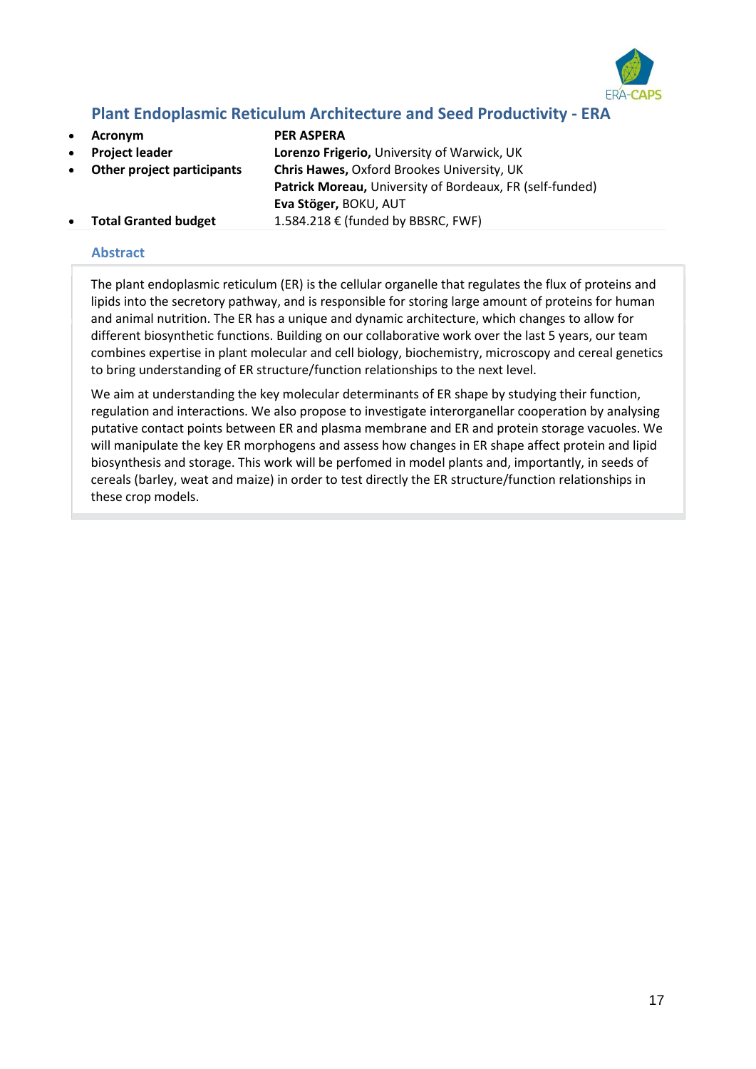## Plant Endoplasmic Reticulum Architecture and Seed Productivity - ERA

- **Acronym** — **PER ASPERA**
- **Project leader** — **Lorenzo Frigerio,** University of Warwick, UK
- **Other project participants** — **Chris Hawes,** Oxford Brookes University, UK
  **Patrick Moreau,** University of Bordeaux, FR (self-funded)
  **Eva Stöger,** BOKU, AUT
- **Total Granted budget** — 1.584.218 € (funded by BBSRC, FWF)

### Abstract

The plant endoplasmic reticulum (ER) is the cellular organelle that regulates the flux of proteins and lipids into the secretory pathway, and is responsible for storing large amount of proteins for human and animal nutrition. The ER has a unique and dynamic architecture, which changes to allow for different biosynthetic functions. Building on our collaborative work over the last 5 years, our team combines expertise in plant molecular and cell biology, biochemistry, microscopy and cereal genetics to bring understanding of ER structure/function relationships to the next level.

We aim at understanding the key molecular determinants of ER shape by studying their function, regulation and interactions. We also propose to investigate interorganellar cooperation by analysing putative contact points between ER and plasma membrane and ER and protein storage vacuoles. We will manipulate the key ER morphogens and assess how changes in ER shape affect protein and lipid biosynthesis and storage. This work will be perfomed in model plants and, importantly, in seeds of cereals (barley, weat and maize) in order to test directly the ER structure/function relationships in these crop models.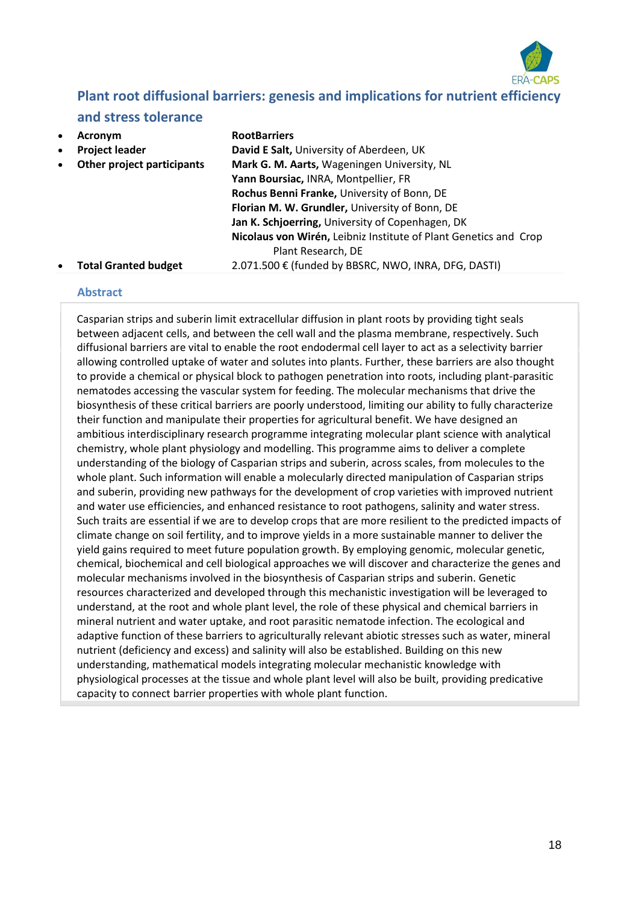## Plant root diffusional barriers: genesis and implications for nutrient efficiency and stress tolerance

- **Acronym** — **RootBarriers**
- **Project leader** — **David E Salt,** University of Aberdeen, UK
- **Other project participants** — **Mark G. M. Aarts,** Wageningen University, NL
  **Yann Boursiac,** INRA, Montpellier, FR
  **Rochus Benni Franke,** University of Bonn, DE
  **Florian M. W. Grundler,** University of Bonn, DE
  **Jan K. Schjoerring,** University of Copenhagen, DK
  **Nicolaus von Wirén,** Leibniz Institute of Plant Genetics and Crop Plant Research, DE
- **Total Granted budget** — 2.071.500 € (funded by BBSRC, NWO, INRA, DFG, DASTI)

### Abstract

Casparian strips and suberin limit extracellular diffusion in plant roots by providing tight seals between adjacent cells, and between the cell wall and the plasma membrane, respectively. Such diffusional barriers are vital to enable the root endodermal cell layer to act as a selectivity barrier allowing controlled uptake of water and solutes into plants. Further, these barriers are also thought to provide a chemical or physical block to pathogen penetration into roots, including plant-parasitic nematodes accessing the vascular system for feeding. The molecular mechanisms that drive the biosynthesis of these critical barriers are poorly understood, limiting our ability to fully characterize their function and manipulate their properties for agricultural benefit. We have designed an ambitious interdisciplinary research programme integrating molecular plant science with analytical chemistry, whole plant physiology and modelling. This programme aims to deliver a complete understanding of the biology of Casparian strips and suberin, across scales, from molecules to the whole plant. Such information will enable a molecularly directed manipulation of Casparian strips and suberin, providing new pathways for the development of crop varieties with improved nutrient and water use efficiencies, and enhanced resistance to root pathogens, salinity and water stress. Such traits are essential if we are to develop crops that are more resilient to the predicted impacts of climate change on soil fertility, and to improve yields in a more sustainable manner to deliver the yield gains required to meet future population growth. By employing genomic, molecular genetic, chemical, biochemical and cell biological approaches we will discover and characterize the genes and molecular mechanisms involved in the biosynthesis of Casparian strips and suberin. Genetic resources characterized and developed through this mechanistic investigation will be leveraged to understand, at the root and whole plant level, the role of these physical and chemical barriers in mineral nutrient and water uptake, and root parasitic nematode infection. The ecological and adaptive function of these barriers to agriculturally relevant abiotic stresses such as water, mineral nutrient (deficiency and excess) and salinity will also be established. Building on this new understanding, mathematical models integrating molecular mechanistic knowledge with physiological processes at the tissue and whole plant level will also be built, providing predicative capacity to connect barrier properties with whole plant function.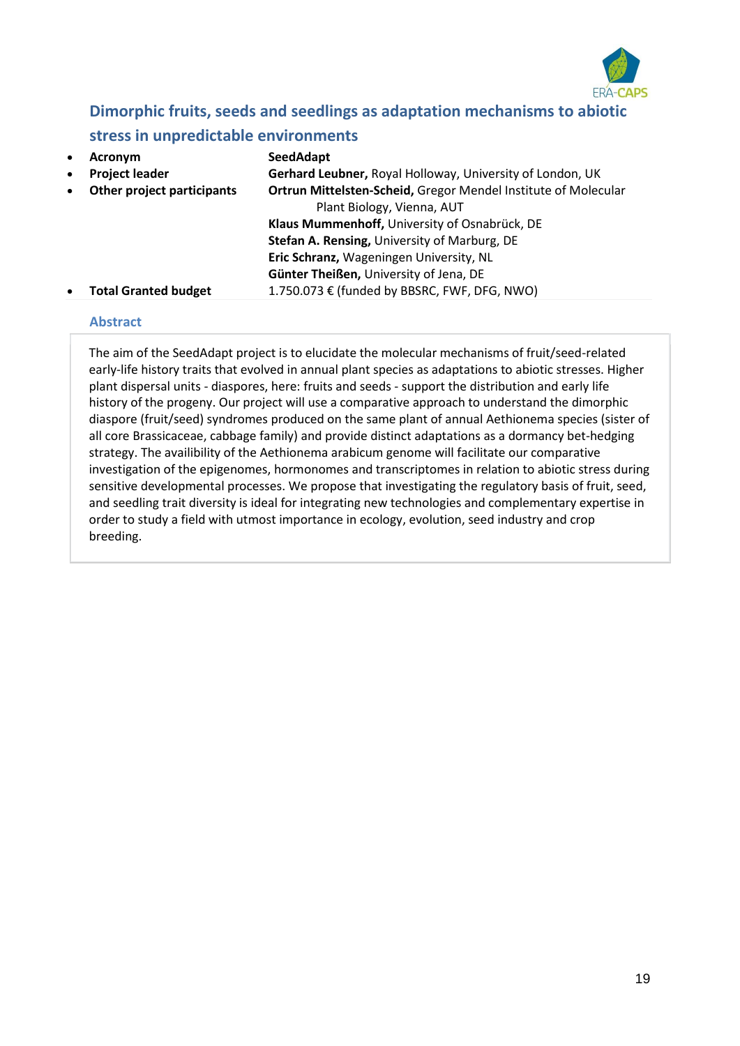## Dimorphic fruits, seeds and seedlings as adaptation mechanisms to abiotic stress in unpredictable environments

- **Acronym** **SeedAdapt**
- **Project leader** **Gerhard Leubner,** Royal Holloway, University of London, UK
- **Other project participants** **Ortrun Mittelsten-Scheid,** Gregor Mendel Institute of Molecular Plant Biology, Vienna, AUT
  **Klaus Mummenhoff,** University of Osnabrück, DE
  **Stefan A. Rensing,** University of Marburg, DE
  **Eric Schranz,** Wageningen University, NL
  **Günter Theißen,** University of Jena, DE
- **Total Granted budget** 1.750.073 € (funded by BBSRC, FWF, DFG, NWO)

### Abstract

The aim of the SeedAdapt project is to elucidate the molecular mechanisms of fruit/seed-related early-life history traits that evolved in annual plant species as adaptations to abiotic stresses. Higher plant dispersal units - diaspores, here: fruits and seeds - support the distribution and early life history of the progeny. Our project will use a comparative approach to understand the dimorphic diaspore (fruit/seed) syndromes produced on the same plant of annual Aethionema species (sister of all core Brassicaceae, cabbage family) and provide distinct adaptations as a dormancy bet-hedging strategy. The availibility of the Aethionema arabicum genome will facilitate our comparative investigation of the epigenomes, hormonomes and transcriptomes in relation to abiotic stress during sensitive developmental processes. We propose that investigating the regulatory basis of fruit, seed, and seedling trait diversity is ideal for integrating new technologies and complementary expertise in order to study a field with utmost importance in ecology, evolution, seed industry and crop breeding.